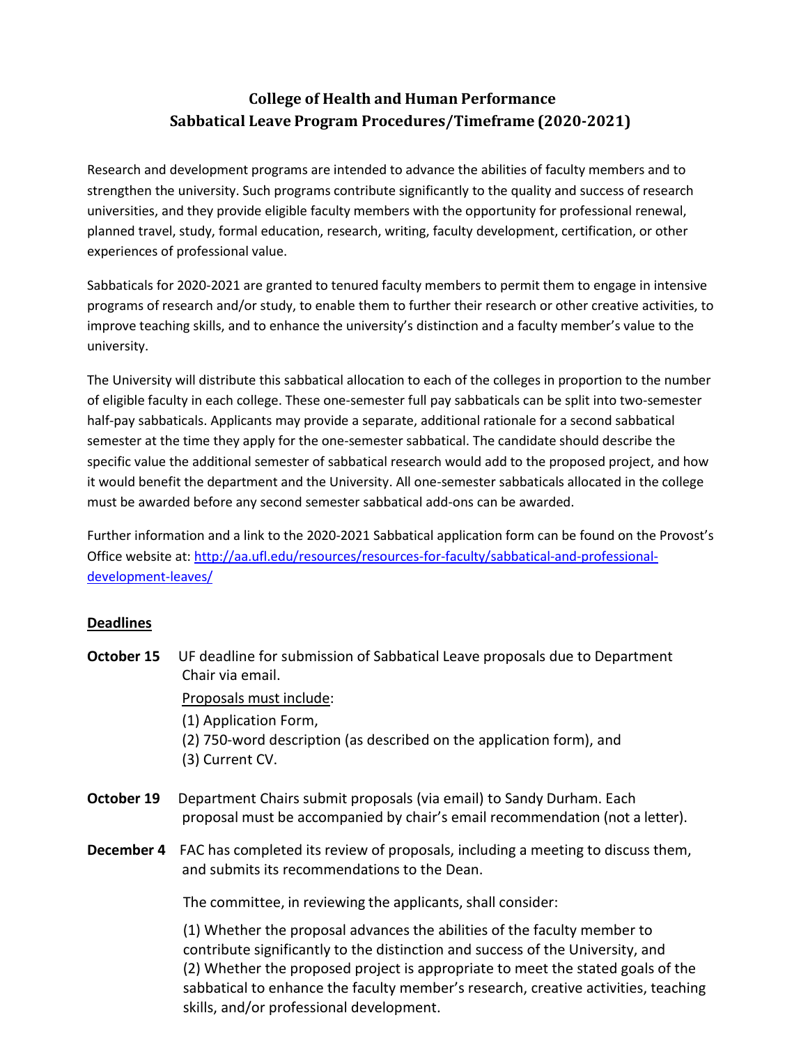# College of Health and Human Performance
# Sabbatical Leave Program Procedures/Timeframe (2020-2021)

Research and development programs are intended to advance the abilities of faculty members and to strengthen the university. Such programs contribute significantly to the quality and success of research universities, and they provide eligible faculty members with the opportunity for professional renewal, planned travel, study, formal education, research, writing, faculty development, certification, or other experiences of professional value.

Sabbaticals for 2020-2021 are granted to tenured faculty members to permit them to engage in intensive programs of research and/or study, to enable them to further their research or other creative activities, to improve teaching skills, and to enhance the university's distinction and a faculty member's value to the university.

The University will distribute this sabbatical allocation to each of the colleges in proportion to the number of eligible faculty in each college. These one-semester full pay sabbaticals can be split into two-semester half-pay sabbaticals. Applicants may provide a separate, additional rationale for a second sabbatical semester at the time they apply for the one-semester sabbatical. The candidate should describe the specific value the additional semester of sabbatical research would add to the proposed project, and how it would benefit the department and the University. All one-semester sabbaticals allocated in the college must be awarded before any second semester sabbatical add-ons can be awarded.

Further information and a link to the 2020-2021 Sabbatical application form can be found on the Provost's Office website at: [http://aa.ufl.edu/resources/resources-for-faculty/sabbatical-and-professional-development-leaves/](http://aa.ufl.edu/resources/resources-for-faculty/sabbatical-and-professional-development-leaves/)

## Deadlines

**October 15** UF deadline for submission of Sabbatical Leave proposals due to Department Chair via email.

Proposals must include:

(1) Application Form,
(2) 750-word description (as described on the application form), and
(3) Current CV.

**October 19** Department Chairs submit proposals (via email) to Sandy Durham. Each proposal must be accompanied by chair's email recommendation (not a letter).

**December 4** FAC has completed its review of proposals, including a meeting to discuss them, and submits its recommendations to the Dean.

The committee, in reviewing the applicants, shall consider:

(1) Whether the proposal advances the abilities of the faculty member to contribute significantly to the distinction and success of the University, and
(2) Whether the proposed project is appropriate to meet the stated goals of the sabbatical to enhance the faculty member's research, creative activities, teaching skills, and/or professional development.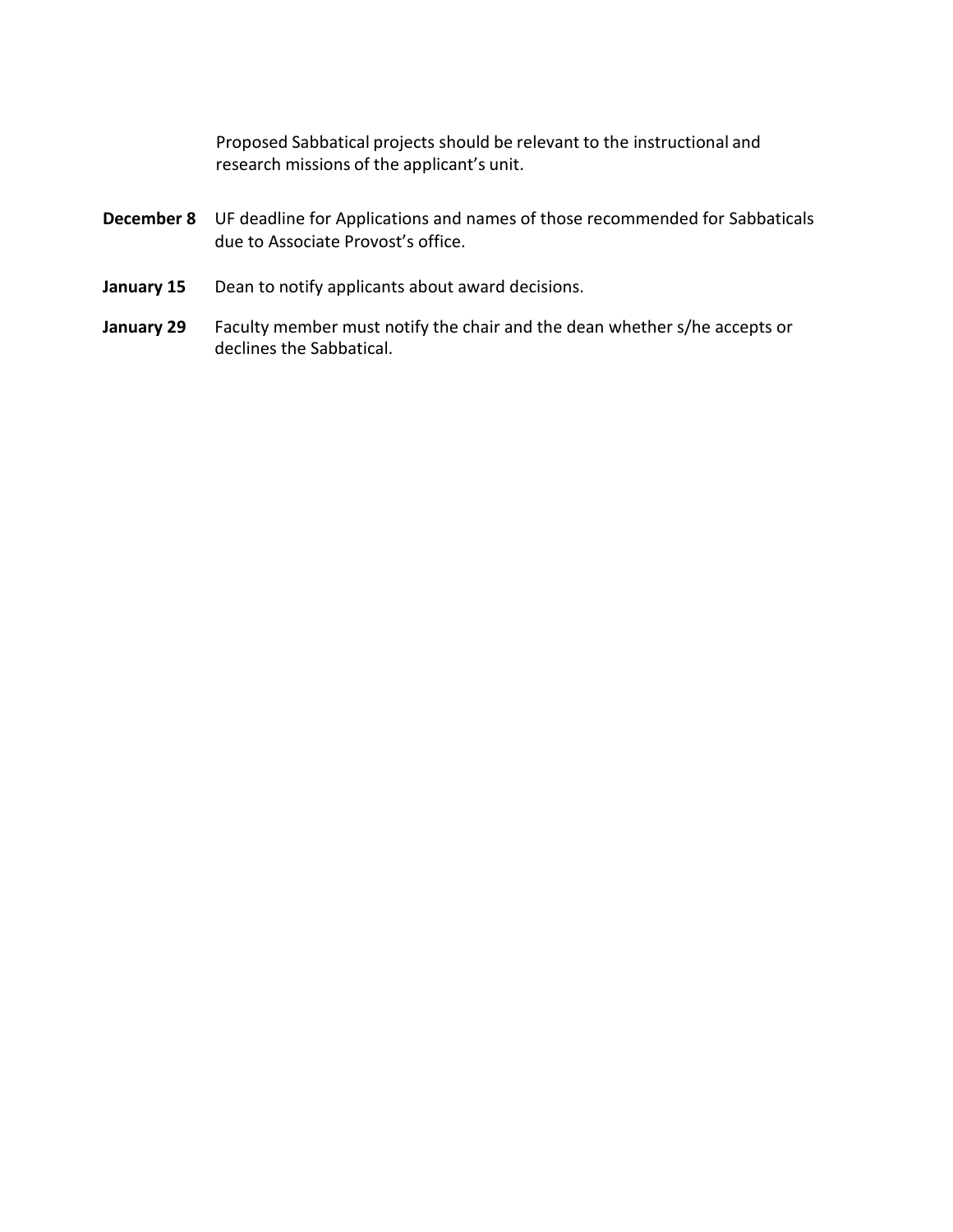Proposed Sabbatical projects should be relevant to the instructional and research missions of the applicant's unit.

**December 8** UF deadline for Applications and names of those recommended for Sabbaticals due to Associate Provost's office.

**January 15** Dean to notify applicants about award decisions.

**January 29** Faculty member must notify the chair and the dean whether s/he accepts or declines the Sabbatical.